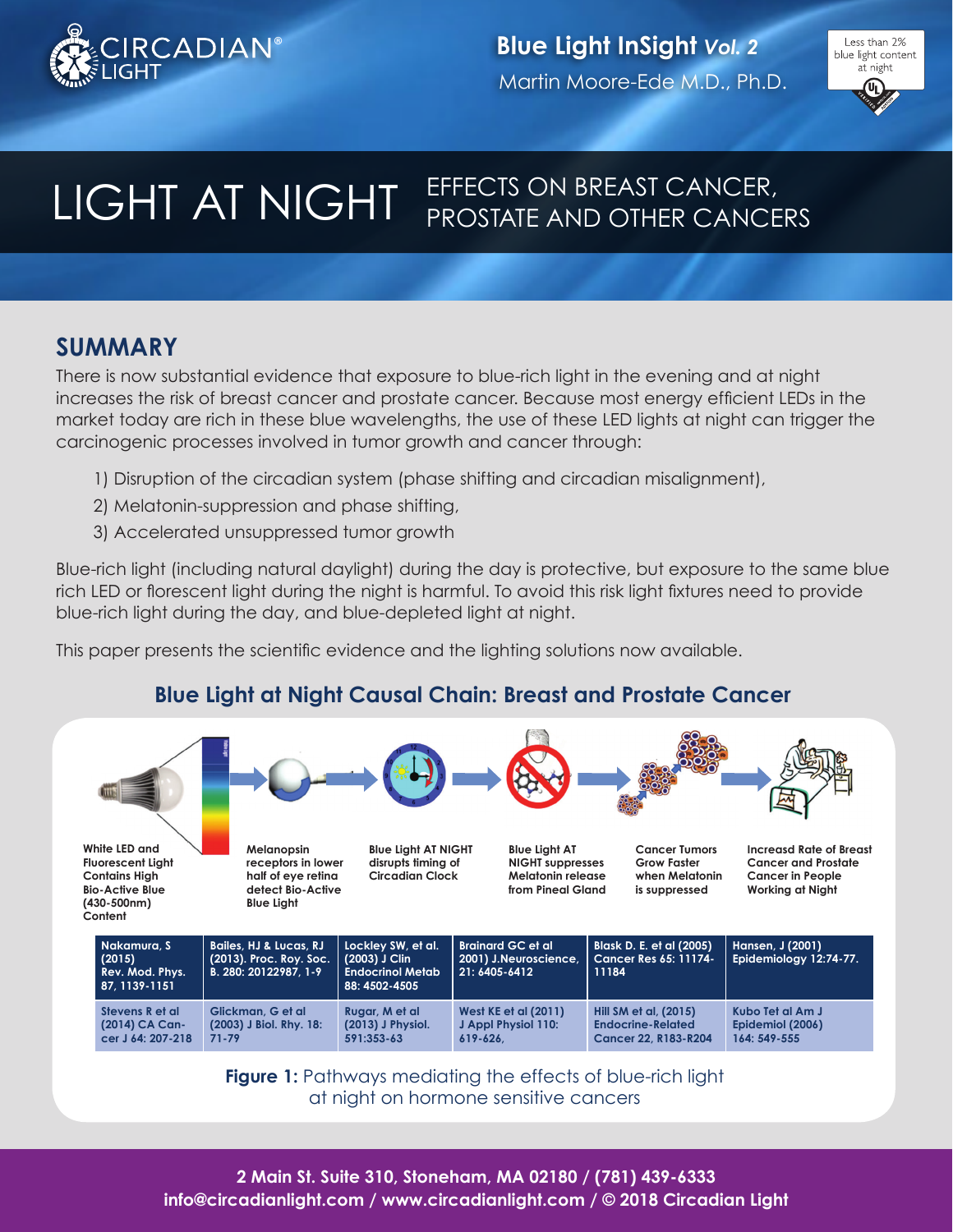Blue Light InSight *Vol. 2*

Martin Moore-Ede M.D., Ph.D.

Less than 2% blue light content at night

# LIGHT AT NIGHT

## EFFECTS ON BREAST CANCER, PROSTATE AND OTHER CANCERS

## SUMMARY

There is now substantial evidence that exposure to blue-rich light in the evening and at night increases the risk of breast cancer and prostate cancer. Because most energy efficient LEDs in the market today are rich in these blue wavelengths, the use of these LED lights at night can trigger the carcinogenic processes involved in tumor growth and cancer through:

1) Disruption of the circadian system (phase shifting and circadian misalignment),
2) Melatonin-suppression and phase shifting,
3) Accelerated unsuppressed tumor growth

Blue-rich light (including natural daylight) during the day is protective, but exposure to the same blue rich LED or florescent light during the night is harmful. To avoid this risk light fixtures need to provide blue-rich light during the day, and blue-depleted light at night.

This paper presents the scientific evidence and the lighting solutions now available.

### Blue Light at Night Causal Chain: Breast and Prostate Cancer

White LED and Fluorescent Light Contains High Bio-Active Blue (430-500nm) Content

Melanopsin receptors in lower half of eye retina detect Bio-Active Blue Light

Blue Light AT NIGHT disrupts timing of Circadian Clock

Blue Light AT NIGHT suppresses Melatonin release from Pineal Gland

Cancer Tumors Grow Faster when Melatonin is suppressed

Increasd Rate of Breast Cancer and Prostate Cancer in People Working at Night

| | | | | | |
|---|---|---|---|---|---|
| Nakamura, S (2015) Rev. Mod. Phys. 87, 1139-1151 | Bailes, HJ & Lucas, RJ (2013). Proc. Roy. Soc. B. 280: 20122987, 1-9 | Lockley SW, et al. (2003) J Clin Endocrinol Metab 88: 4502-4505 | Brainard GC et al 2001) J.Neuroscience, 21: 6405-6412 | Blask D. E. et al (2005) Cancer Res 65: 11174-11184 | Hansen, J (2001) Epidemiology 12:74-77. |
| Stevens R et al (2014) CA Cancer J 64: 207-218 | Glickman, G et al (2003) J Biol. Rhy. 18: 71-79 | Rugar, M et al (2013) J Physiol. 591:353-63 | West KE et al (2011) J Appl Physiol 110: 619-626, | Hill SM et al, (2015) Endocrine-Related Cancer 22, R183-R204 | Kubo Tet al Am J Epidemiol (2006) 164: 549-555 |

**Figure 1:** Pathways mediating the effects of blue-rich light at night on hormone sensitive cancers

2 Main St. Suite 310, Stoneham, MA 02180 / (781) 439-6333
info@circadianlight.com / www.circadianlight.com / © 2018 Circadian Light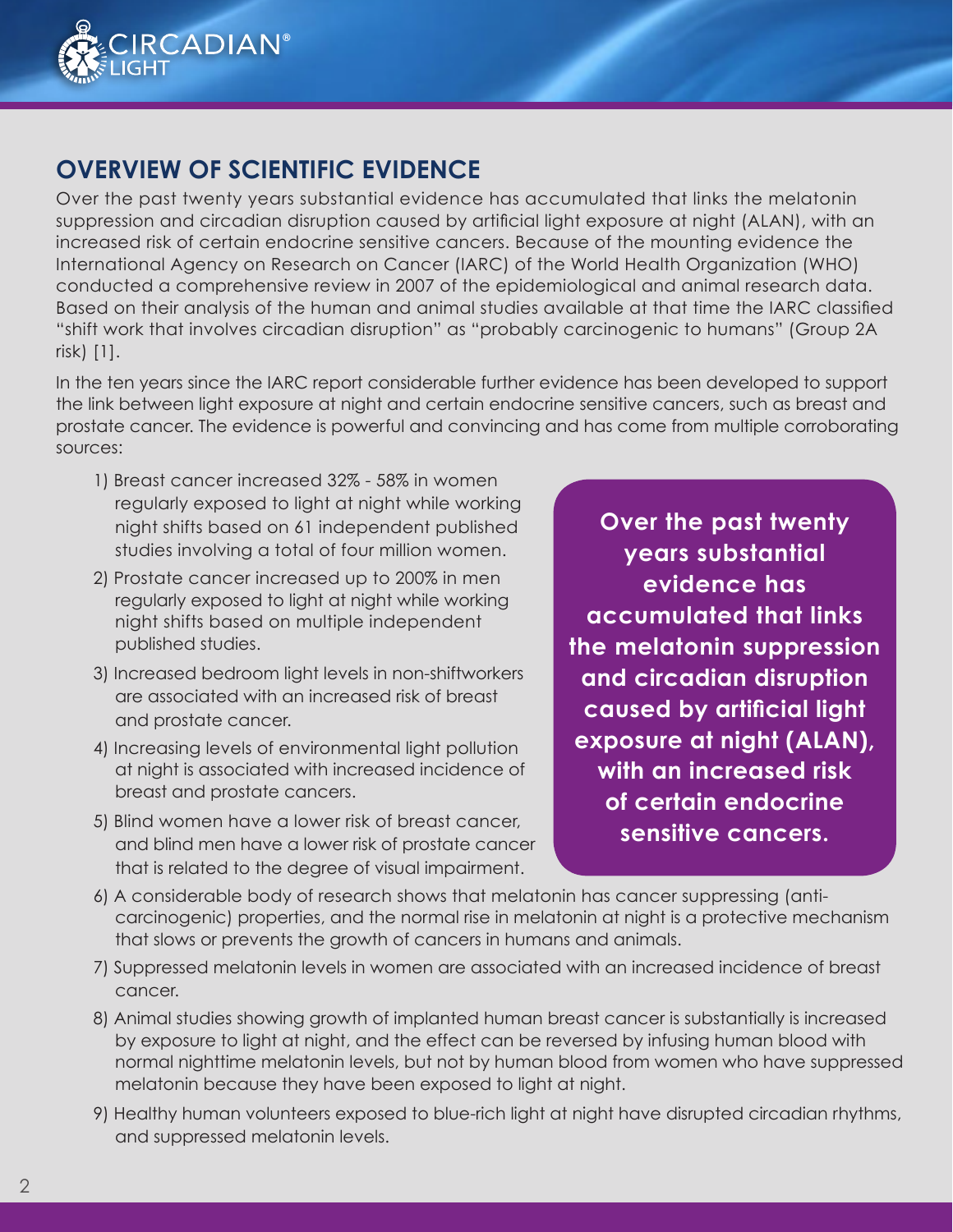## OVERVIEW OF SCIENTIFIC EVIDENCE

Over the past twenty years substantial evidence has accumulated that links the melatonin suppression and circadian disruption caused by artificial light exposure at night (ALAN), with an increased risk of certain endocrine sensitive cancers. Because of the mounting evidence the International Agency on Research on Cancer (IARC) of the World Health Organization (WHO) conducted a comprehensive review in 2007 of the epidemiological and animal research data. Based on their analysis of the human and animal studies available at that time the IARC classified "shift work that involves circadian disruption" as "probably carcinogenic to humans" (Group 2A risk) [1].

In the ten years since the IARC report considerable further evidence has been developed to support the link between light exposure at night and certain endocrine sensitive cancers, such as breast and prostate cancer. The evidence is powerful and convincing and has come from multiple corroborating sources:

1) Breast cancer increased 32% - 58% in women regularly exposed to light at night while working night shifts based on 61 independent published studies involving a total of four million women.
2) Prostate cancer increased up to 200% in men regularly exposed to light at night while working night shifts based on multiple independent published studies.
3) Increased bedroom light levels in non-shiftworkers are associated with an increased risk of breast and prostate cancer.
4) Increasing levels of environmental light pollution at night is associated with increased incidence of breast and prostate cancers.
5) Blind women have a lower risk of breast cancer, and blind men have a lower risk of prostate cancer that is related to the degree of visual impairment.
6) A considerable body of research shows that melatonin has cancer suppressing (anti-carcinogenic) properties, and the normal rise in melatonin at night is a protective mechanism that slows or prevents the growth of cancers in humans and animals.
7) Suppressed melatonin levels in women are associated with an increased incidence of breast cancer.
8) Animal studies showing growth of implanted human breast cancer is substantially is increased by exposure to light at night, and the effect can be reversed by infusing human blood with normal nighttime melatonin levels, but not by human blood from women who have suppressed melatonin because they have been exposed to light at night.
9) Healthy human volunteers exposed to blue-rich light at night have disrupted circadian rhythms, and suppressed melatonin levels.

**Over the past twenty years substantial evidence has accumulated that links the melatonin suppression and circadian disruption caused by artificial light exposure at night (ALAN), with an increased risk of certain endocrine sensitive cancers.**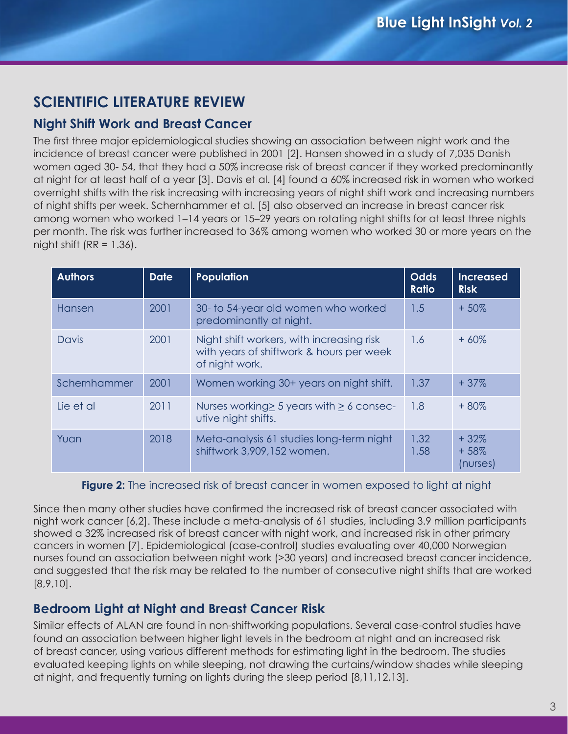## SCIENTIFIC LITERATURE REVIEW

### Night Shift Work and Breast Cancer

The first three major epidemiological studies showing an association between night work and the incidence of breast cancer were published in 2001 [2]. Hansen showed in a study of 7,035 Danish women aged 30- 54, that they had a 50% increase risk of breast cancer if they worked predominantly at night for at least half of a year [3]. Davis et al. [4] found a 60% increased risk in women who worked overnight shifts with the risk increasing with increasing years of night shift work and increasing numbers of night shifts per week. Schernhammer et al. [5] also observed an increase in breast cancer risk among women who worked 1–14 years or 15–29 years on rotating night shifts for at least three nights per month. The risk was further increased to 36% among women who worked 30 or more years on the night shift (RR = 1.36).

| Authors | Date | Population | Odds Ratio | Increased Risk |
|---|---|---|---|---|
| Hansen | 2001 | 30- to 54-year old women who worked predominantly at night. | 1.5 | + 50% |
| Davis | 2001 | Night shift workers, with increasing risk with years of shiftwork & hours per week of night work. | 1.6 | + 60% |
| Schernhammer | 2001 | Women working 30+ years on night shift. | 1.37 | + 37% |
| Lie et al | 2011 | Nurses working ≥ 5 years with ≥ 6 consecutive night shifts. | 1.8 | + 80% |
| Yuan | 2018 | Meta-analysis 61 studies long-term night shiftwork 3,909,152 women. | 1.32<br>1.58 | + 32%<br>+ 58% (nurses) |

**Figure 2:** The increased risk of breast cancer in women exposed to light at night

Since then many other studies have confirmed the increased risk of breast cancer associated with night work cancer [6,2]. These include a meta-analysis of 61 studies, including 3.9 million participants showed a 32% increased risk of breast cancer with night work, and increased risk in other primary cancers in women [7]. Epidemiological (case-control) studies evaluating over 40,000 Norwegian nurses found an association between night work (>30 years) and increased breast cancer incidence, and suggested that the risk may be related to the number of consecutive night shifts that are worked [8,9,10].

### Bedroom Light at Night and Breast Cancer Risk

Similar effects of ALAN are found in non-shiftworking populations. Several case-control studies have found an association between higher light levels in the bedroom at night and an increased risk of breast cancer, using various different methods for estimating light in the bedroom. The studies evaluated keeping lights on while sleeping, not drawing the curtains/window shades while sleeping at night, and frequently turning on lights during the sleep period [8,11,12,13].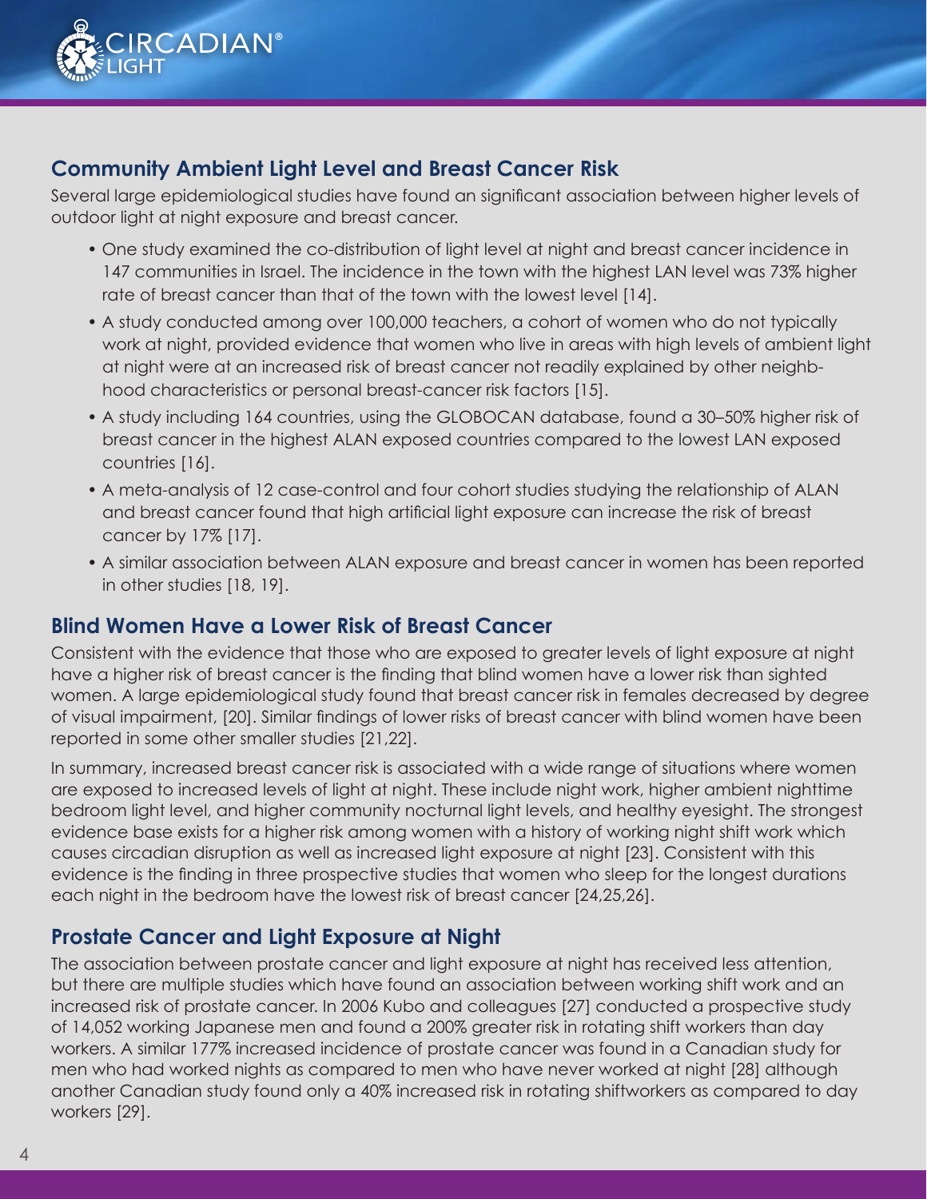## Community Ambient Light Level and Breast Cancer Risk

Several large epidemiological studies have found an significant association between higher levels of outdoor light at night exposure and breast cancer.

- One study examined the co-distribution of light level at night and breast cancer incidence in 147 communities in Israel. The incidence in the town with the highest LAN level was 73% higher rate of breast cancer than that of the town with the lowest level [14].
- A study conducted among over 100,000 teachers, a cohort of women who do not typically work at night, provided evidence that women who live in areas with high levels of ambient light at night were at an increased risk of breast cancer not readily explained by other neighbhood characteristics or personal breast-cancer risk factors [15].
- A study including 164 countries, using the GLOBOCAN database, found a 30–50% higher risk of breast cancer in the highest ALAN exposed countries compared to the lowest LAN exposed countries [16].
- A meta-analysis of 12 case-control and four cohort studies studying the relationship of ALAN and breast cancer found that high artificial light exposure can increase the risk of breast cancer by 17% [17].
- A similar association between ALAN exposure and breast cancer in women has been reported in other studies [18, 19].

## Blind Women Have a Lower Risk of Breast Cancer

Consistent with the evidence that those who are exposed to greater levels of light exposure at night have a higher risk of breast cancer is the finding that blind women have a lower risk than sighted women. A large epidemiological study found that breast cancer risk in females decreased by degree of visual impairment, [20]. Similar findings of lower risks of breast cancer with blind women have been reported in some other smaller studies [21,22].

In summary, increased breast cancer risk is associated with a wide range of situations where women are exposed to increased levels of light at night. These include night work, higher ambient nighttime bedroom light level, and higher community nocturnal light levels, and healthy eyesight. The strongest evidence base exists for a higher risk among women with a history of working night shift work which causes circadian disruption as well as increased light exposure at night [23]. Consistent with this evidence is the finding in three prospective studies that women who sleep for the longest durations each night in the bedroom have the lowest risk of breast cancer [24,25,26].

## Prostate Cancer and Light Exposure at Night

The association between prostate cancer and light exposure at night has received less attention, but there are multiple studies which have found an association between working shift work and an increased risk of prostate cancer. In 2006 Kubo and colleagues [27] conducted a prospective study of 14,052 working Japanese men and found a 200% greater risk in rotating shift workers than day workers. A similar 177% increased incidence of prostate cancer was found in a Canadian study for men who had worked nights as compared to men who have never worked at night [28] although another Canadian study found only a 40% increased risk in rotating shiftworkers as compared to day workers [29].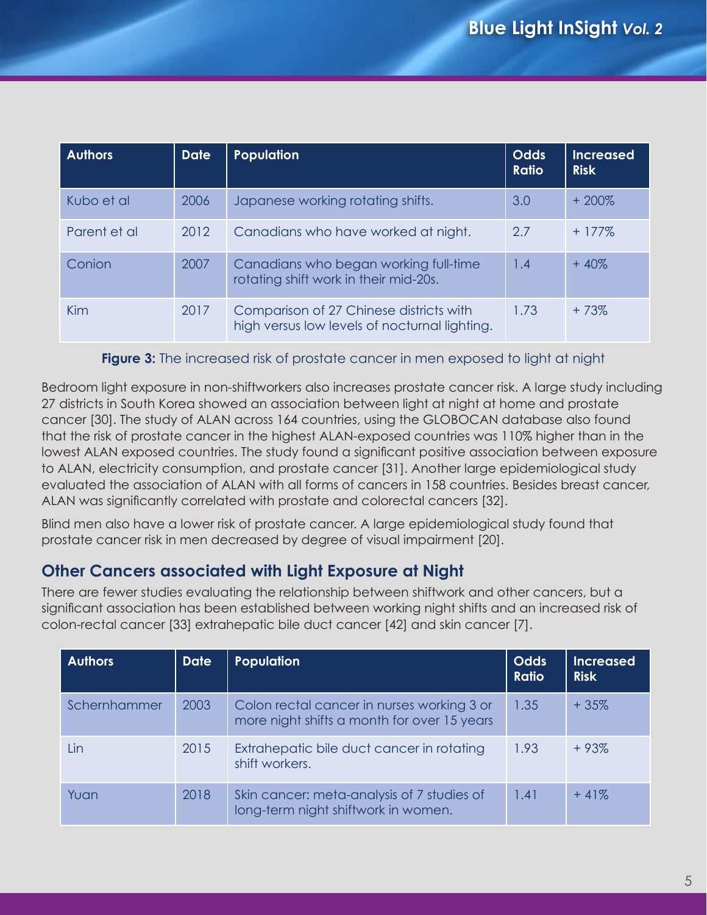| Authors | Date | Population | Odds Ratio | Increased Risk |
|---|---|---|---|---|
| Kubo et al | 2006 | Japanese working rotating shifts. | 3.0 | + 200% |
| Parent et al | 2012 | Canadians who have worked at night. | 2.7 | + 177% |
| Conion | 2007 | Canadians who began working full-time rotating shift work in their mid-20s. | 1.4 | + 40% |
| Kim | 2017 | Comparison of 27 Chinese districts with high versus low levels of nocturnal lighting. | 1.73 | + 73% |

**Figure 3:** The increased risk of prostate cancer in men exposed to light at night

Bedroom light exposure in non-shiftworkers also increases prostate cancer risk. A large study including 27 districts in South Korea showed an association between light at night at home and prostate cancer [30]. The study of ALAN across 164 countries, using the GLOBOCAN database also found that the risk of prostate cancer in the highest ALAN-exposed countries was 110% higher than in the lowest ALAN exposed countries. The study found a significant positive association between exposure to ALAN, electricity consumption, and prostate cancer [31]. Another large epidemiological study evaluated the association of ALAN with all forms of cancers in 158 countries. Besides breast cancer, ALAN was significantly correlated with prostate and colorectal cancers [32].

Blind men also have a lower risk of prostate cancer. A large epidemiological study found that prostate cancer risk in men decreased by degree of visual impairment [20].

## Other Cancers associated with Light Exposure at Night

There are fewer studies evaluating the relationship between shiftwork and other cancers, but a significant association has been established between working night shifts and an increased risk of colon-rectal cancer [33] extrahepatic bile duct cancer [42] and skin cancer [7].

| Authors | Date | Population | Odds Ratio | Increased Risk |
|---|---|---|---|---|
| Schernhammer | 2003 | Colon rectal cancer in nurses working 3 or more night shifts a month for over 15 years | 1.35 | + 35% |
| Lin | 2015 | Extrahepatic bile duct cancer in rotating shift workers. | 1.93 | + 93% |
| Yuan | 2018 | Skin cancer: meta-analysis of 7 studies of long-term night shiftwork in women. | 1.41 | + 41% |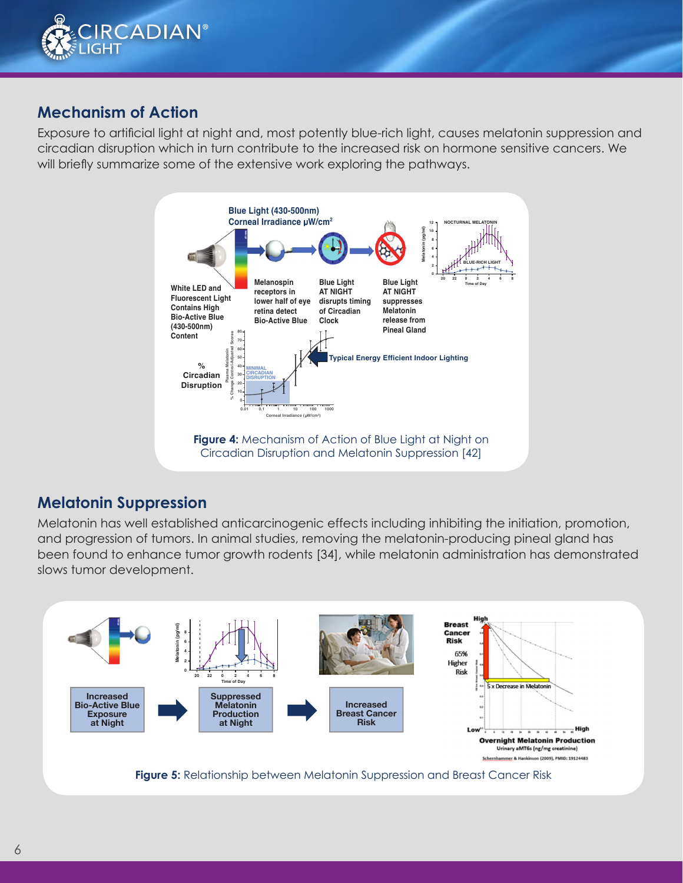## Mechanism of Action

Exposure to artificial light at night and, most potently blue-rich light, causes melatonin suppression and circadian disruption which in turn contribute to the increased risk on hormone sensitive cancers. We will briefly summarize some of the extensive work exploring the pathways.

Blue Light (430-500nm)
Corneal Irradiance μW/cm²

White LED and Fluorescent Light Contains High Bio-Active Blue (430-500nm) Content

Melanospin receptors in lower half of eye retina detect Bio-Active Blue

Blue Light AT NIGHT disrupts timing of Circadian Clock

Blue Light AT NIGHT suppresses Melatonin release from Pineal Gland

NOCTURNAL MELATONIN

BLUE-RICH LIGHT

Melatonin (pg/ml)

Time of Day

% Circadian Disruption

Plasma Melatonin % Change Control-Adjusted Scores

MINIMAL CIRCADIAN DISRUPTION

Typical Energy Efficient Indoor Lighting

Corneal Irradiance (μW/cm²)

**Figure 4:** Mechanism of Action of Blue Light at Night on Circadian Disruption and Melatonin Suppression [42]

## Melatonin Suppression

Melatonin has well established anticarcinogenic effects including inhibiting the initiation, promotion, and progression of tumors. In animal studies, removing the melatonin-producing pineal gland has been found to enhance tumor growth rodents [34], while melatonin administration has demonstrated slows tumor development.

Increased Bio-Active Blue Exposure at Night

Suppressed Melatonin Production at Night

Increased Breast Cancer Risk

Melatonin (pg/ml)

Time of Day

Breast Cancer Risk

High

65% Higher Risk

5 x Decrease in Melatonin

Low

High

Overnight Melatonin Production

Urinary aMT6s (ng/mg creatinine)

Schernhammer & Hankinson (2009), PMID: 19124483

**Figure 5:** Relationship between Melatonin Suppression and Breast Cancer Risk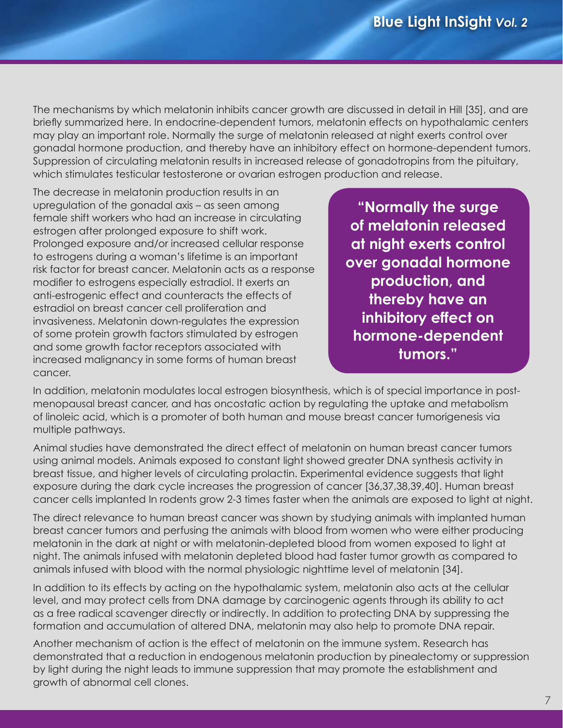The mechanisms by which melatonin inhibits cancer growth are discussed in detail in Hill [35], and are briefly summarized here. In endocrine-dependent tumors, melatonin effects on hypothalamic centers may play an important role. Normally the surge of melatonin released at night exerts control over gonadal hormone production, and thereby have an inhibitory effect on hormone-dependent tumors. Suppression of circulating melatonin results in increased release of gonadotropins from the pituitary, which stimulates testicular testosterone or ovarian estrogen production and release.

The decrease in melatonin production results in an upregulation of the gonadal axis – as seen among female shift workers who had an increase in circulating estrogen after prolonged exposure to shift work. Prolonged exposure and/or increased cellular response to estrogens during a woman's lifetime is an important risk factor for breast cancer. Melatonin acts as a response modifier to estrogens especially estradiol. It exerts an anti-estrogenic effect and counteracts the effects of estradiol on breast cancer cell proliferation and invasiveness. Melatonin down-regulates the expression of some protein growth factors stimulated by estrogen and some growth factor receptors associated with increased malignancy in some forms of human breast cancer.

> **"Normally the surge of melatonin released at night exerts control over gonadal hormone production, and thereby have an inhibitory effect on hormone-dependent tumors."**

In addition, melatonin modulates local estrogen biosynthesis, which is of special importance in post-menopausal breast cancer, and has oncostatic action by regulating the uptake and metabolism of linoleic acid, which is a promoter of both human and mouse breast cancer tumorigenesis via multiple pathways.

Animal studies have demonstrated the direct effect of melatonin on human breast cancer tumors using animal models. Animals exposed to constant light showed greater DNA synthesis activity in breast tissue, and higher levels of circulating prolactin. Experimental evidence suggests that light exposure during the dark cycle increases the progression of cancer [36,37,38,39,40]. Human breast cancer cells implanted In rodents grow 2-3 times faster when the animals are exposed to light at night.

The direct relevance to human breast cancer was shown by studying animals with implanted human breast cancer tumors and perfusing the animals with blood from women who were either producing melatonin in the dark at night or with melatonin-depleted blood from women exposed to light at night. The animals infused with melatonin depleted blood had faster tumor growth as compared to animals infused with blood with the normal physiologic nighttime level of melatonin [34].

In addition to its effects by acting on the hypothalamic system, melatonin also acts at the cellular level, and may protect cells from DNA damage by carcinogenic agents through its ability to act as a free radical scavenger directly or indirectly. In addition to protecting DNA by suppressing the formation and accumulation of altered DNA, melatonin may also help to promote DNA repair.

Another mechanism of action is the effect of melatonin on the immune system. Research has demonstrated that a reduction in endogenous melatonin production by pinealectomy or suppression by light during the night leads to immune suppression that may promote the establishment and growth of abnormal cell clones.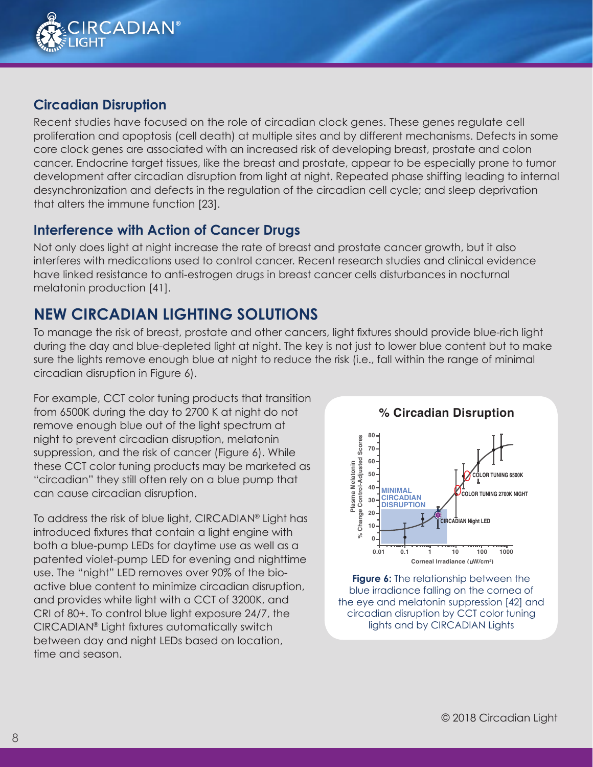## Circadian Disruption

Recent studies have focused on the role of circadian clock genes. These genes regulate cell proliferation and apoptosis (cell death) at multiple sites and by different mechanisms. Defects in some core clock genes are associated with an increased risk of developing breast, prostate and colon cancer. Endocrine target tissues, like the breast and prostate, appear to be especially prone to tumor development after circadian disruption from light at night. Repeated phase shifting leading to internal desynchronization and defects in the regulation of the circadian cell cycle; and sleep deprivation that alters the immune function [23].

## Interference with Action of Cancer Drugs

Not only does light at night increase the rate of breast and prostate cancer growth, but it also interferes with medications used to control cancer. Recent research studies and clinical evidence have linked resistance to anti-estrogen drugs in breast cancer cells disturbances in nocturnal melatonin production [41].

# NEW CIRCADIAN LIGHTING SOLUTIONS

To manage the risk of breast, prostate and other cancers, light fixtures should provide blue-rich light during the day and blue-depleted light at night. The key is not just to lower blue content but to make sure the lights remove enough blue at night to reduce the risk (i.e., fall within the range of minimal circadian disruption in Figure 6).

For example, CCT color tuning products that transition from 6500K during the day to 2700 K at night do not remove enough blue out of the light spectrum at night to prevent circadian disruption, melatonin suppression, and the risk of cancer (Figure 6). While these CCT color tuning products may be marketed as "circadian" they still often rely on a blue pump that can cause circadian disruption.

To address the risk of blue light, CIRCADIAN® Light has introduced fixtures that contain a light engine with both a blue-pump LEDs for daytime use as well as a patented violet-pump LED for evening and nighttime use. The "night" LED removes over 90% of the bio-active blue content to minimize circadian disruption, and provides white light with a CCT of 3200K, and CRI of 80+. To control blue light exposure 24/7, the CIRCADIAN® Light fixtures automatically switch between day and night LEDs based on location, time and season.

% Circadian Disruption

Plasma Melatonin
% Change Control-Adjusted Scores

80
70
60
50
40
30
20
10
0

MINIMAL CIRCADIAN DISRUPTION

COLOR TUNING 6500K

COLOR TUNING 2700K NIGHT

CIRCADIAN Night LED

0.01
0.1
1
10
100
1000

Corneal Irradiance (μW/cm²)

**Figure 6:** The relationship between the blue irradiance falling on the cornea of the eye and melatonin suppression [42] and circadian disruption by CCT color tuning lights and by CIRCADIAN Lights

© 2018 Circadian Light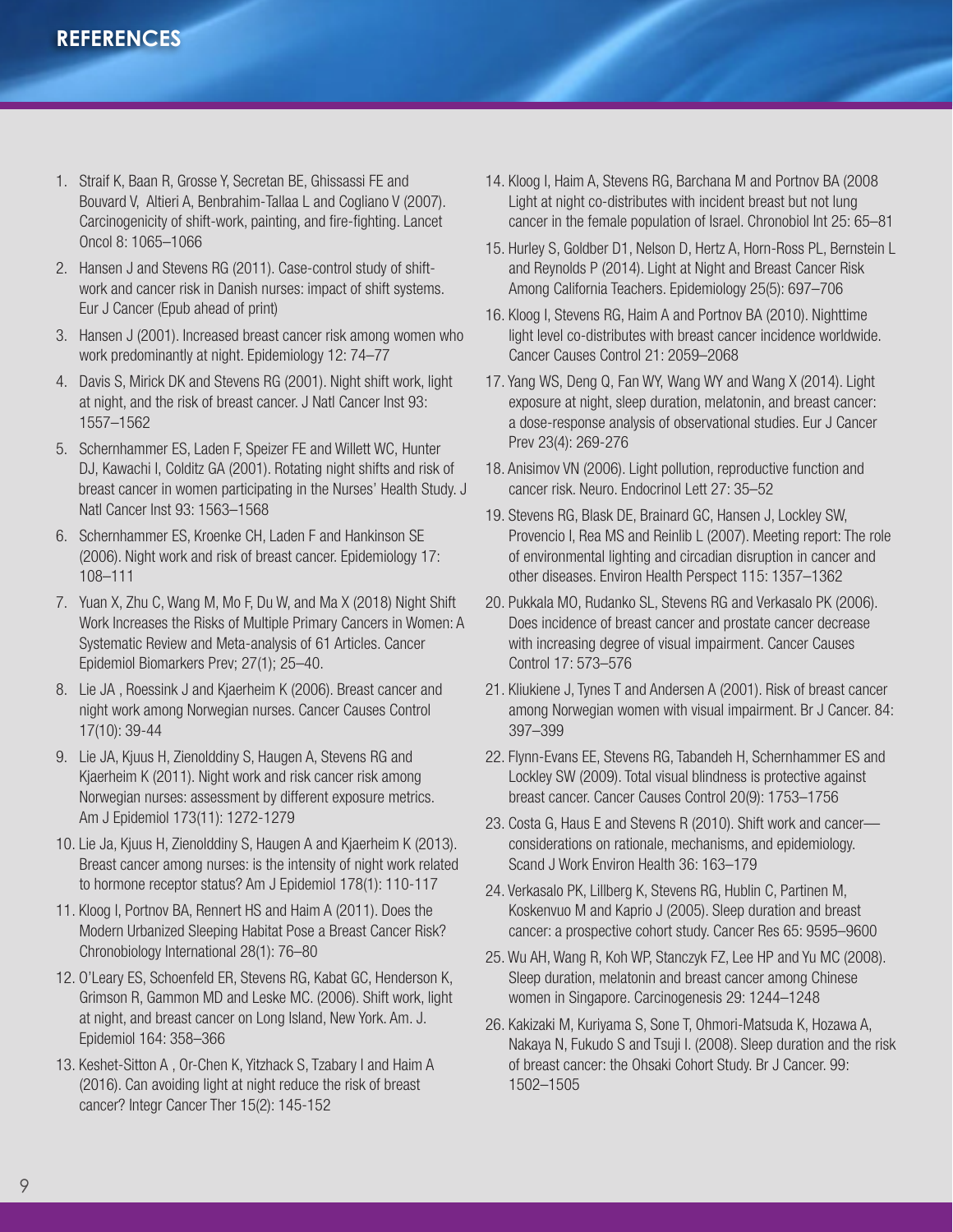## REFERENCES

1. Straif K, Baan R, Grosse Y, Secretan BE, Ghissassi FE and Bouvard V, Altieri A, Benbrahim-Tallaa L and Cogliano V (2007). Carcinogenicity of shift-work, painting, and fire-fighting. Lancet Oncol 8: 1065–1066
2. Hansen J and Stevens RG (2011). Case-control study of shift-work and cancer risk in Danish nurses: impact of shift systems. Eur J Cancer (Epub ahead of print)
3. Hansen J (2001). Increased breast cancer risk among women who work predominantly at night. Epidemiology 12: 74–77
4. Davis S, Mirick DK and Stevens RG (2001). Night shift work, light at night, and the risk of breast cancer. J Natl Cancer Inst 93: 1557–1562
5. Schernhammer ES, Laden F, Speizer FE and Willett WC, Hunter DJ, Kawachi I, Colditz GA (2001). Rotating night shifts and risk of breast cancer in women participating in the Nurses' Health Study. J Natl Cancer Inst 93: 1563–1568
6. Schernhammer ES, Kroenke CH, Laden F and Hankinson SE (2006). Night work and risk of breast cancer. Epidemiology 17: 108–111
7. Yuan X, Zhu C, Wang M, Mo F, Du W, and Ma X (2018) Night Shift Work Increases the Risks of Multiple Primary Cancers in Women: A Systematic Review and Meta-analysis of 61 Articles. Cancer Epidemiol Biomarkers Prev; 27(1); 25–40.
8. Lie JA , Roessink J and Kjaerheim K (2006). Breast cancer and night work among Norwegian nurses. Cancer Causes Control 17(10): 39-44
9. Lie JA, Kjuus H, Zienolddiny S, Haugen A, Stevens RG and Kjaerheim K (2011). Night work and risk cancer risk among Norwegian nurses: assessment by different exposure metrics. Am J Epidemiol 173(11): 1272-1279
10. Lie Ja, Kjuus H, Zienolddiny S, Haugen A and Kjaerheim K (2013). Breast cancer among nurses: is the intensity of night work related to hormone receptor status? Am J Epidemiol 178(1): 110-117
11. Kloog I, Portnov BA, Rennert HS and Haim A (2011). Does the Modern Urbanized Sleeping Habitat Pose a Breast Cancer Risk? Chronobiology International 28(1): 76–80
12. O'Leary ES, Schoenfeld ER, Stevens RG, Kabat GC, Henderson K, Grimson R, Gammon MD and Leske MC. (2006). Shift work, light at night, and breast cancer on Long Island, New York. Am. J. Epidemiol 164: 358–366
13. Keshet-Sitton A , Or-Chen K, Yitzhack S, Tzabary I and Haim A (2016). Can avoiding light at night reduce the risk of breast cancer? Integr Cancer Ther 15(2): 145-152
14. Kloog I, Haim A, Stevens RG, Barchana M and Portnov BA (2008 Light at night co-distributes with incident breast but not lung cancer in the female population of Israel. Chronobiol Int 25: 65–81
15. Hurley S, Goldber D1, Nelson D, Hertz A, Horn-Ross PL, Bernstein L and Reynolds P (2014). Light at Night and Breast Cancer Risk Among California Teachers. Epidemiology 25(5): 697–706
16. Kloog I, Stevens RG, Haim A and Portnov BA (2010). Nighttime light level co-distributes with breast cancer incidence worldwide. Cancer Causes Control 21: 2059–2068
17. Yang WS, Deng Q, Fan WY, Wang WY and Wang X (2014). Light exposure at night, sleep duration, melatonin, and breast cancer: a dose-response analysis of observational studies. Eur J Cancer Prev 23(4): 269-276
18. Anisimov VN (2006). Light pollution, reproductive function and cancer risk. Neuro. Endocrinol Lett 27: 35–52
19. Stevens RG, Blask DE, Brainard GC, Hansen J, Lockley SW, Provencio I, Rea MS and Reinlib L (2007). Meeting report: The role of environmental lighting and circadian disruption in cancer and other diseases. Environ Health Perspect 115: 1357–1362
20. Pukkala MO, Rudanko SL, Stevens RG and Verkasalo PK (2006). Does incidence of breast cancer and prostate cancer decrease with increasing degree of visual impairment. Cancer Causes Control 17: 573–576
21. Kliukiene J, Tynes T and Andersen A (2001). Risk of breast cancer among Norwegian women with visual impairment. Br J Cancer. 84: 397–399
22. Flynn-Evans EE, Stevens RG, Tabandeh H, Schernhammer ES and Lockley SW (2009). Total visual blindness is protective against breast cancer. Cancer Causes Control 20(9): 1753–1756
23. Costa G, Haus E and Stevens R (2010). Shift work and cancer—considerations on rationale, mechanisms, and epidemiology. Scand J Work Environ Health 36: 163–179
24. Verkasalo PK, Lillberg K, Stevens RG, Hublin C, Partinen M, Koskenvuo M and Kaprio J (2005). Sleep duration and breast cancer: a prospective cohort study. Cancer Res 65: 9595–9600
25. Wu AH, Wang R, Koh WP, Stanczyk FZ, Lee HP and Yu MC (2008). Sleep duration, melatonin and breast cancer among Chinese women in Singapore. Carcinogenesis 29: 1244–1248
26. Kakizaki M, Kuriyama S, Sone T, Ohmori-Matsuda K, Hozawa A, Nakaya N, Fukudo S and Tsuji I. (2008). Sleep duration and the risk of breast cancer: the Ohsaki Cohort Study. Br J Cancer. 99: 1502–1505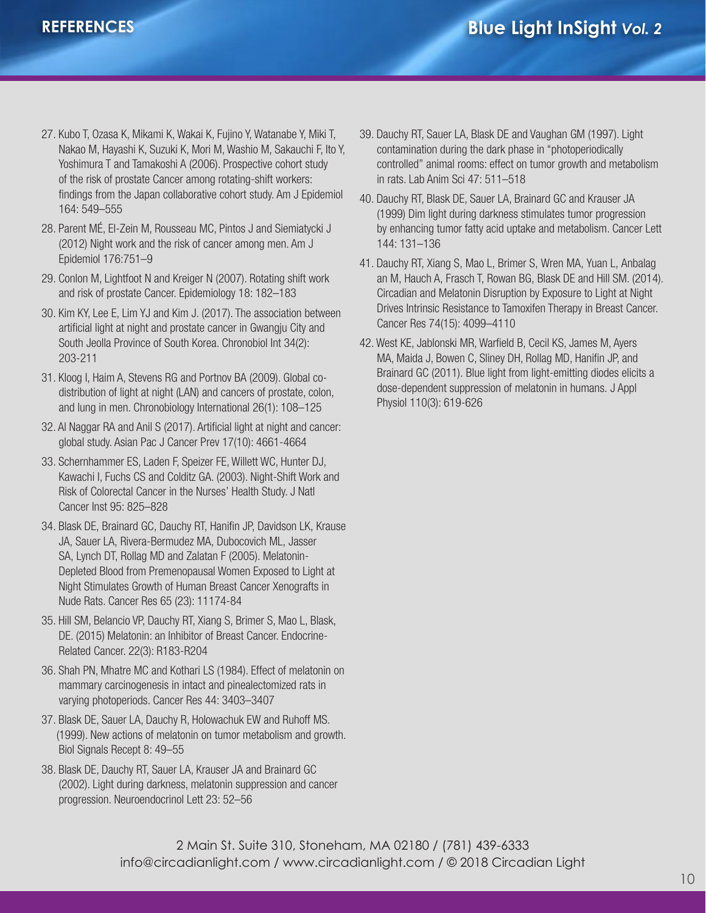## REFERENCES

27. Kubo T, Ozasa K, Mikami K, Wakai K, Fujino Y, Watanabe Y, Miki T, Nakao M, Hayashi K, Suzuki K, Mori M, Washio M, Sakauchi F, Ito Y, Yoshimura T and Tamakoshi A (2006). Prospective cohort study of the risk of prostate Cancer among rotating-shift workers: findings from the Japan collaborative cohort study. Am J Epidemiol 164: 549–555
28. Parent MÉ, El-Zein M, Rousseau MC, Pintos J and Siemiatycki J (2012) Night work and the risk of cancer among men. Am J Epidemiol 176:751–9
29. Conlon M, Lightfoot N and Kreiger N (2007). Rotating shift work and risk of prostate Cancer. Epidemiology 18: 182–183
30. Kim KY, Lee E, Lim YJ and Kim J. (2017). The association between artificial light at night and prostate cancer in Gwangju City and South Jeolla Province of South Korea. Chronobiol Int 34(2): 203-211
31. Kloog I, Haim A, Stevens RG and Portnov BA (2009). Global co-distribution of light at night (LAN) and cancers of prostate, colon, and lung in men. Chronobiology International 26(1): 108–125
32. Al Naggar RA and Anil S (2017). Artificial light at night and cancer: global study. Asian Pac J Cancer Prev 17(10): 4661-4664
33. Schernhammer ES, Laden F, Speizer FE, Willett WC, Hunter DJ, Kawachi I, Fuchs CS and Colditz GA. (2003). Night-Shift Work and Risk of Colorectal Cancer in the Nurses' Health Study. J Natl Cancer Inst 95: 825–828
34. Blask DE, Brainard GC, Dauchy RT, Hanifin JP, Davidson LK, Krause JA, Sauer LA, Rivera-Bermudez MA, Dubocovich ML, Jasser SA, Lynch DT, Rollag MD and Zalatan F (2005). Melatonin-Depleted Blood from Premenopausal Women Exposed to Light at Night Stimulates Growth of Human Breast Cancer Xenografts in Nude Rats. Cancer Res 65 (23): 11174-84
35. Hill SM, Belancio VP, Dauchy RT, Xiang S, Brimer S, Mao L, Blask, DE. (2015) Melatonin: an Inhibitor of Breast Cancer. Endocrine-Related Cancer. 22(3): R183-R204
36. Shah PN, Mhatre MC and Kothari LS (1984). Effect of melatonin on mammary carcinogenesis in intact and pinealectomized rats in varying photoperiods. Cancer Res 44: 3403–3407
37. Blask DE, Sauer LA, Dauchy R, Holowachuk EW and Ruhoff MS. (1999). New actions of melatonin on tumor metabolism and growth. Biol Signals Recept 8: 49–55
38. Blask DE, Dauchy RT, Sauer LA, Krauser JA and Brainard GC (2002). Light during darkness, melatonin suppression and cancer progression. Neuroendocrinol Lett 23: 52–56
39. Dauchy RT, Sauer LA, Blask DE and Vaughan GM (1997). Light contamination during the dark phase in "photoperiodically controlled" animal rooms: effect on tumor growth and metabolism in rats. Lab Anim Sci 47: 511–518
40. Dauchy RT, Blask DE, Sauer LA, Brainard GC and Krauser JA (1999) Dim light during darkness stimulates tumor progression by enhancing tumor fatty acid uptake and metabolism. Cancer Lett 144: 131–136
41. Dauchy RT, Xiang S, Mao L, Brimer S, Wren MA, Yuan L, Anbalagan M, Hauch A, Frasch T, Rowan BG, Blask DE and Hill SM. (2014). Circadian and Melatonin Disruption by Exposure to Light at Night Drives Intrinsic Resistance to Tamoxifen Therapy in Breast Cancer. Cancer Res 74(15): 4099–4110
42. West KE, Jablonski MR, Warfield B, Cecil KS, James M, Ayers MA, Maida J, Bowen C, Sliney DH, Rollag MD, Hanifin JP, and Brainard GC (2011). Blue light from light-emitting diodes elicits a dose-dependent suppression of melatonin in humans. J Appl Physiol 110(3): 619-626

2 Main St. Suite 310, Stoneham, MA 02180 / (781) 439-6333
info@circadianlight.com / www.circadianlight.com / © 2018 Circadian Light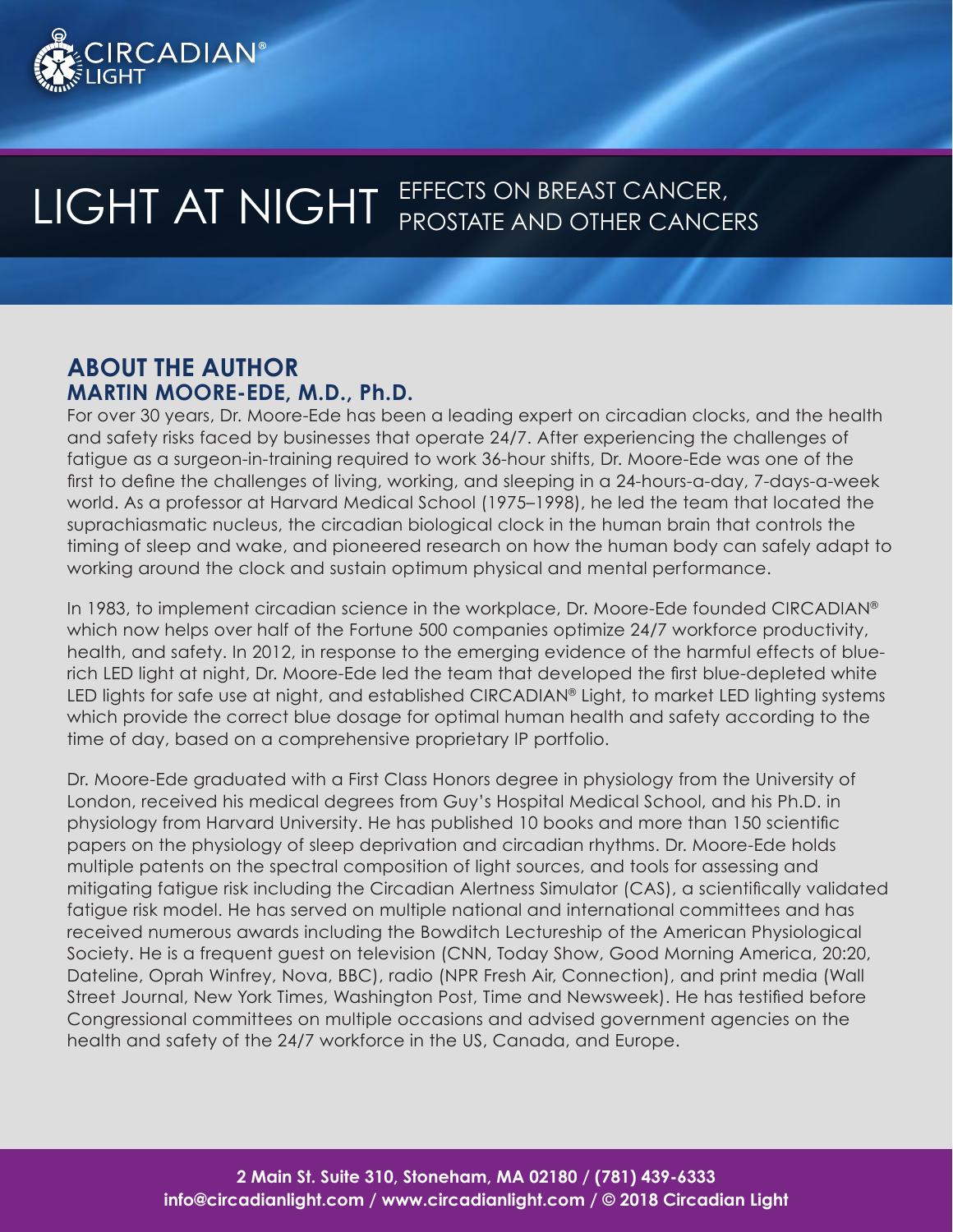# LIGHT AT NIGHT EFFECTS ON BREAST CANCER, PROSTATE AND OTHER CANCERS

## ABOUT THE AUTHOR
## MARTIN MOORE-EDE, M.D., Ph.D.

For over 30 years, Dr. Moore-Ede has been a leading expert on circadian clocks, and the health and safety risks faced by businesses that operate 24/7. After experiencing the challenges of fatigue as a surgeon-in-training required to work 36-hour shifts, Dr. Moore-Ede was one of the first to define the challenges of living, working, and sleeping in a 24-hours-a-day, 7-days-a-week world. As a professor at Harvard Medical School (1975–1998), he led the team that located the suprachiasmatic nucleus, the circadian biological clock in the human brain that controls the timing of sleep and wake, and pioneered research on how the human body can safely adapt to working around the clock and sustain optimum physical and mental performance.

In 1983, to implement circadian science in the workplace, Dr. Moore-Ede founded CIRCADIAN® which now helps over half of the Fortune 500 companies optimize 24/7 workforce productivity, health, and safety. In 2012, in response to the emerging evidence of the harmful effects of blue-rich LED light at night, Dr. Moore-Ede led the team that developed the first blue-depleted white LED lights for safe use at night, and established CIRCADIAN® Light, to market LED lighting systems which provide the correct blue dosage for optimal human health and safety according to the time of day, based on a comprehensive proprietary IP portfolio.

Dr. Moore-Ede graduated with a First Class Honors degree in physiology from the University of London, received his medical degrees from Guy's Hospital Medical School, and his Ph.D. in physiology from Harvard University. He has published 10 books and more than 150 scientific papers on the physiology of sleep deprivation and circadian rhythms. Dr. Moore-Ede holds multiple patents on the spectral composition of light sources, and tools for assessing and mitigating fatigue risk including the Circadian Alertness Simulator (CAS), a scientifically validated fatigue risk model. He has served on multiple national and international committees and has received numerous awards including the Bowditch Lectureship of the American Physiological Society. He is a frequent guest on television (CNN, Today Show, Good Morning America, 20:20, Dateline, Oprah Winfrey, Nova, BBC), radio (NPR Fresh Air, Connection), and print media (Wall Street Journal, New York Times, Washington Post, Time and Newsweek). He has testified before Congressional committees on multiple occasions and advised government agencies on the health and safety of the 24/7 workforce in the US, Canada, and Europe.

**2 Main St. Suite 310, Stoneham, MA 02180 / (781) 439-6333**
**info@circadianlight.com / www.circadianlight.com / © 2018 Circadian Light**